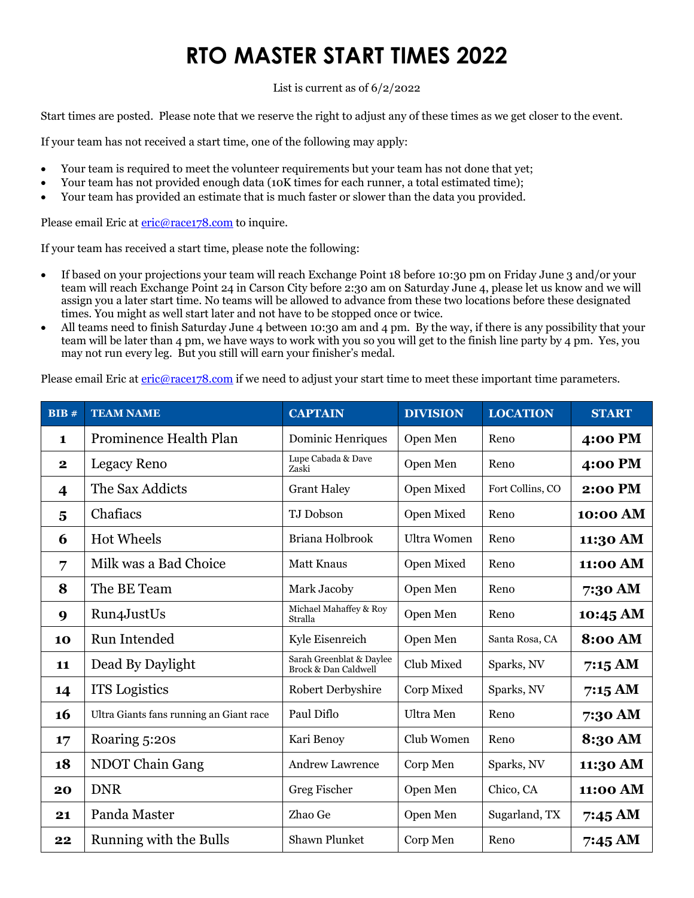# RTO MASTER START TIMES 2022

List is current as of 6/2/2022

Start times are posted. Please note that we reserve the right to adjust any of these times as we get closer to the event.

If your team has not received a start time, one of the following may apply:

- Your team is required to meet the volunteer requirements but your team has not done that yet;
- Your team has not provided enough data (10K times for each runner, a total estimated time);
- Your team has provided an estimate that is much faster or slower than the data you provided.

Please email Eric at eric@race178.com to inquire.

If your team has received a start time, please note the following:

- If based on your projections your team will reach Exchange Point 18 before 10:30 pm on Friday June 3 and/or your team will reach Exchange Point 24 in Carson City before 2:30 am on Saturday June 4, please let us know and we will assign you a later start time. No teams will be allowed to advance from these two locations before these designated times. You might as well start later and not have to be stopped once or twice.
- All teams need to finish Saturday June 4 between 10:30 am and 4 pm. By the way, if there is any possibility that your team will be later than 4 pm, we have ways to work with you so you will get to the finish line party by 4 pm. Yes, you may not run every leg. But you still will earn your finisher's medal.

Please email Eric at eric@race178.com if we need to adjust your start time to meet these important time parameters.

| BIB # | TEAM NAME | CAPTAIN | DIVISION | LOCATION | START |
|---|---|---|---|---|---|
| 1 | Prominence Health Plan | Dominic Henriques | Open Men | Reno | **4:00 PM** |
| 2 | Legacy Reno | Lupe Cabada & Dave Zaski | Open Men | Reno | **4:00 PM** |
| 4 | The Sax Addicts | Grant Haley | Open Mixed | Fort Collins, CO | **2:00 PM** |
| 5 | Chafiacs | TJ Dobson | Open Mixed | Reno | **10:00 AM** |
| 6 | Hot Wheels | Briana Holbrook | Ultra Women | Reno | **11:30 AM** |
| 7 | Milk was a Bad Choice | Matt Knaus | Open Mixed | Reno | **11:00 AM** |
| 8 | The BE Team | Mark Jacoby | Open Men | Reno | **7:30 AM** |
| 9 | Run4JustUs | Michael Mahaffey & Roy Stralla | Open Men | Reno | **10:45 AM** |
| 10 | Run Intended | Kyle Eisenreich | Open Men | Santa Rosa, CA | **8:00 AM** |
| 11 | Dead By Daylight | Sarah Greenblat & Daylee Brock & Dan Caldwell | Club Mixed | Sparks, NV | **7:15 AM** |
| 14 | ITS Logistics | Robert Derbyshire | Corp Mixed | Sparks, NV | **7:15 AM** |
| 16 | Ultra Giants fans running an Giant race | Paul Diflo | Ultra Men | Reno | **7:30 AM** |
| 17 | Roaring 5:20s | Kari Benoy | Club Women | Reno | **8:30 AM** |
| 18 | NDOT Chain Gang | Andrew Lawrence | Corp Men | Sparks, NV | **11:30 AM** |
| 20 | DNR | Greg Fischer | Open Men | Chico, CA | **11:00 AM** |
| 21 | Panda Master | Zhao Ge | Open Men | Sugarland, TX | **7:45 AM** |
| 22 | Running with the Bulls | Shawn Plunket | Corp Men | Reno | **7:45 AM** |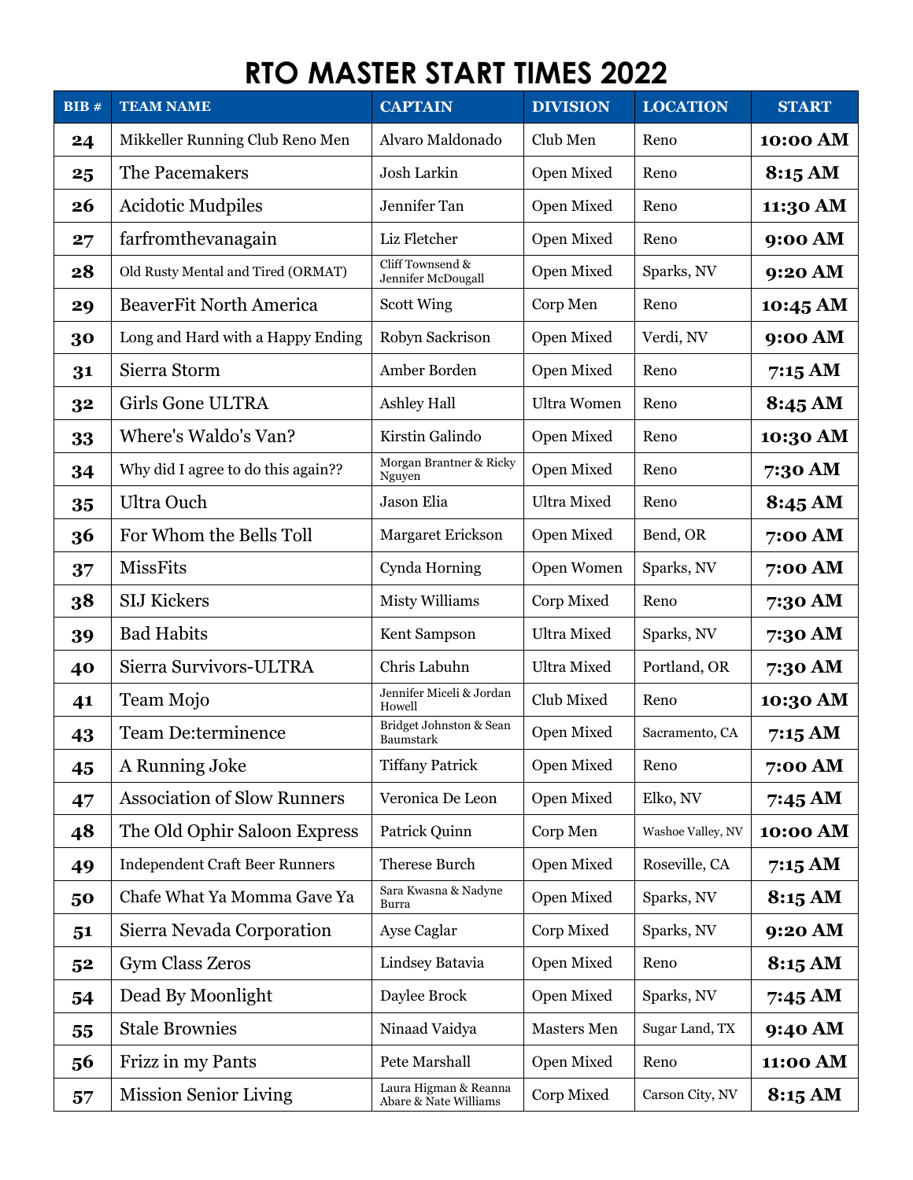# RTO MASTER START TIMES 2022

| BIB # | TEAM NAME | CAPTAIN | DIVISION | LOCATION | START |
|---|---|---|---|---|---|
| **24** | Mikkeller Running Club Reno Men | Alvaro Maldonado | Club Men | Reno | **10:00 AM** |
| **25** | The Pacemakers | Josh Larkin | Open Mixed | Reno | **8:15 AM** |
| **26** | Acidotic Mudpiles | Jennifer Tan | Open Mixed | Reno | **11:30 AM** |
| **27** | farfromthevanagain | Liz Fletcher | Open Mixed | Reno | **9:00 AM** |
| **28** | Old Rusty Mental and Tired (ORMAT) | Cliff Townsend & Jennifer McDougall | Open Mixed | Sparks, NV | **9:20 AM** |
| **29** | BeaverFit North America | Scott Wing | Corp Men | Reno | **10:45 AM** |
| **30** | Long and Hard with a Happy Ending | Robyn Sackrison | Open Mixed | Verdi, NV | **9:00 AM** |
| **31** | Sierra Storm | Amber Borden | Open Mixed | Reno | **7:15 AM** |
| **32** | Girls Gone ULTRA | Ashley Hall | Ultra Women | Reno | **8:45 AM** |
| **33** | Where's Waldo's Van? | Kirstin Galindo | Open Mixed | Reno | **10:30 AM** |
| **34** | Why did I agree to do this again?? | Morgan Brantner & Ricky Nguyen | Open Mixed | Reno | **7:30 AM** |
| **35** | Ultra Ouch | Jason Elia | Ultra Mixed | Reno | **8:45 AM** |
| **36** | For Whom the Bells Toll | Margaret Erickson | Open Mixed | Bend, OR | **7:00 AM** |
| **37** | MissFits | Cynda Horning | Open Women | Sparks, NV | **7:00 AM** |
| **38** | SIJ Kickers | Misty Williams | Corp Mixed | Reno | **7:30 AM** |
| **39** | Bad Habits | Kent Sampson | Ultra Mixed | Sparks, NV | **7:30 AM** |
| **40** | Sierra Survivors-ULTRA | Chris Labuhn | Ultra Mixed | Portland, OR | **7:30 AM** |
| **41** | Team Mojo | Jennifer Miceli & Jordan Howell | Club Mixed | Reno | **10:30 AM** |
| **43** | Team De:terminence | Bridget Johnston & Sean Baumstark | Open Mixed | Sacramento, CA | **7:15 AM** |
| **45** | A Running Joke | Tiffany Patrick | Open Mixed | Reno | **7:00 AM** |
| **47** | Association of Slow Runners | Veronica De Leon | Open Mixed | Elko, NV | **7:45 AM** |
| **48** | The Old Ophir Saloon Express | Patrick Quinn | Corp Men | Washoe Valley, NV | **10:00 AM** |
| **49** | Independent Craft Beer Runners | Therese Burch | Open Mixed | Roseville, CA | **7:15 AM** |
| **50** | Chafe What Ya Momma Gave Ya | Sara Kwasna & Nadyne Burra | Open Mixed | Sparks, NV | **8:15 AM** |
| **51** | Sierra Nevada Corporation | Ayse Caglar | Corp Mixed | Sparks, NV | **9:20 AM** |
| **52** | Gym Class Zeros | Lindsey Batavia | Open Mixed | Reno | **8:15 AM** |
| **54** | Dead By Moonlight | Daylee Brock | Open Mixed | Sparks, NV | **7:45 AM** |
| **55** | Stale Brownies | Ninaad Vaidya | Masters Men | Sugar Land, TX | **9:40 AM** |
| **56** | Frizz in my Pants | Pete Marshall | Open Mixed | Reno | **11:00 AM** |
| **57** | Mission Senior Living | Laura Higman & Reanna Abare & Nate Williams | Corp Mixed | Carson City, NV | **8:15 AM** |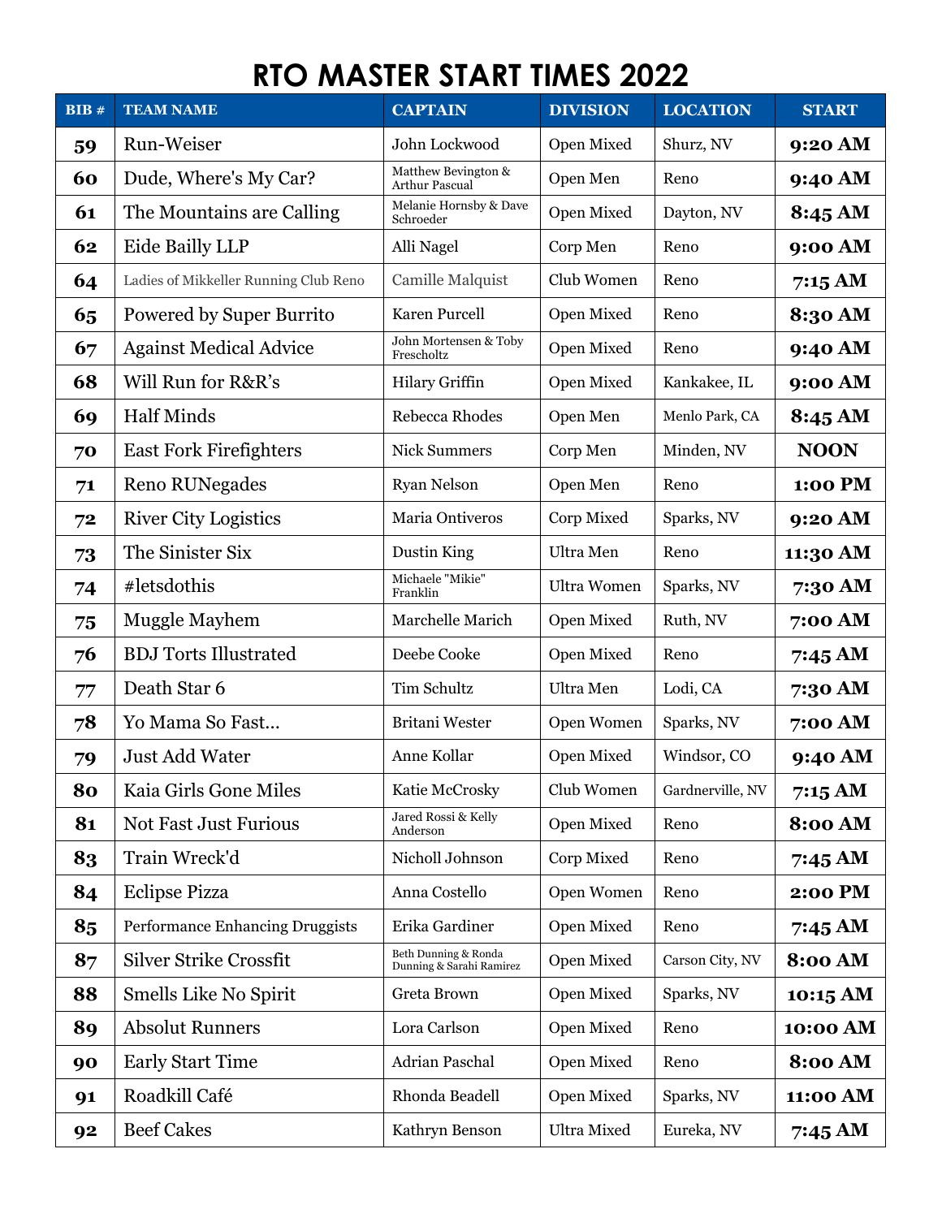# RTO MASTER START TIMES 2022

| BIB # | TEAM NAME | CAPTAIN | DIVISION | LOCATION | START |
|---|---|---|---|---|---|
| 59 | Run-Weiser | John Lockwood | Open Mixed | Shurz, NV | 9:20 AM |
| 60 | Dude, Where's My Car? | Matthew Bevington & Arthur Pascual | Open Men | Reno | 9:40 AM |
| 61 | The Mountains are Calling | Melanie Hornsby & Dave Schroeder | Open Mixed | Dayton, NV | 8:45 AM |
| 62 | Eide Bailly LLP | Alli Nagel | Corp Men | Reno | 9:00 AM |
| 64 | Ladies of Mikkeller Running Club Reno | Camille Malquist | Club Women | Reno | 7:15 AM |
| 65 | Powered by Super Burrito | Karen Purcell | Open Mixed | Reno | 8:30 AM |
| 67 | Against Medical Advice | John Mortensen & Toby Frescholtz | Open Mixed | Reno | 9:40 AM |
| 68 | Will Run for R&R's | Hilary Griffin | Open Mixed | Kankakee, IL | 9:00 AM |
| 69 | Half Minds | Rebecca Rhodes | Open Men | Menlo Park, CA | 8:45 AM |
| 70 | East Fork Firefighters | Nick Summers | Corp Men | Minden, NV | NOON |
| 71 | Reno RUNegades | Ryan Nelson | Open Men | Reno | 1:00 PM |
| 72 | River City Logistics | Maria Ontiveros | Corp Mixed | Sparks, NV | 9:20 AM |
| 73 | The Sinister Six | Dustin King | Ultra Men | Reno | 11:30 AM |
| 74 | #letsdothis | Michaele "Mikie" Franklin | Ultra Women | Sparks, NV | 7:30 AM |
| 75 | Muggle Mayhem | Marchelle Marich | Open Mixed | Ruth, NV | 7:00 AM |
| 76 | BDJ Torts Illustrated | Deebe Cooke | Open Mixed | Reno | 7:45 AM |
| 77 | Death Star 6 | Tim Schultz | Ultra Men | Lodi, CA | 7:30 AM |
| 78 | Yo Mama So Fast... | Britani Wester | Open Women | Sparks, NV | 7:00 AM |
| 79 | Just Add Water | Anne Kollar | Open Mixed | Windsor, CO | 9:40 AM |
| 80 | Kaia Girls Gone Miles | Katie McCrosky | Club Women | Gardnerville, NV | 7:15 AM |
| 81 | Not Fast Just Furious | Jared Rossi & Kelly Anderson | Open Mixed | Reno | 8:00 AM |
| 83 | Train Wreck'd | Nicholl Johnson | Corp Mixed | Reno | 7:45 AM |
| 84 | Eclipse Pizza | Anna Costello | Open Women | Reno | 2:00 PM |
| 85 | Performance Enhancing Druggists | Erika Gardiner | Open Mixed | Reno | 7:45 AM |
| 87 | Silver Strike Crossfit | Beth Dunning & Ronda Dunning & Sarahi Ramirez | Open Mixed | Carson City, NV | 8:00 AM |
| 88 | Smells Like No Spirit | Greta Brown | Open Mixed | Sparks, NV | 10:15 AM |
| 89 | Absolut Runners | Lora Carlson | Open Mixed | Reno | 10:00 AM |
| 90 | Early Start Time | Adrian Paschal | Open Mixed | Reno | 8:00 AM |
| 91 | Roadkill Café | Rhonda Beadell | Open Mixed | Sparks, NV | 11:00 AM |
| 92 | Beef Cakes | Kathryn Benson | Ultra Mixed | Eureka, NV | 7:45 AM |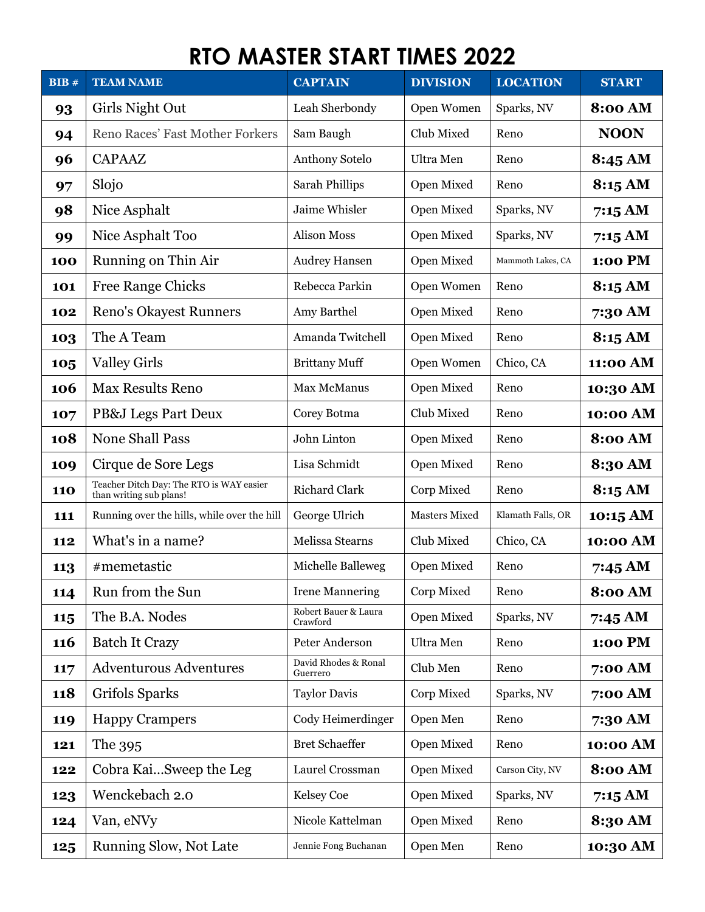# RTO MASTER START TIMES 2022

| BIB # | TEAM NAME | CAPTAIN | DIVISION | LOCATION | START |
|---|---|---|---|---|---|
| 93 | Girls Night Out | Leah Sherbondy | Open Women | Sparks, NV | 8:00 AM |
| 94 | Reno Races' Fast Mother Forkers | Sam Baugh | Club Mixed | Reno | NOON |
| 96 | CAPAAZ | Anthony Sotelo | Ultra Men | Reno | 8:45 AM |
| 97 | Slojo | Sarah Phillips | Open Mixed | Reno | 8:15 AM |
| 98 | Nice Asphalt | Jaime Whisler | Open Mixed | Sparks, NV | 7:15 AM |
| 99 | Nice Asphalt Too | Alison Moss | Open Mixed | Sparks, NV | 7:15 AM |
| 100 | Running on Thin Air | Audrey Hansen | Open Mixed | Mammoth Lakes, CA | 1:00 PM |
| 101 | Free Range Chicks | Rebecca Parkin | Open Women | Reno | 8:15 AM |
| 102 | Reno's Okayest Runners | Amy Barthel | Open Mixed | Reno | 7:30 AM |
| 103 | The A Team | Amanda Twitchell | Open Mixed | Reno | 8:15 AM |
| 105 | Valley Girls | Brittany Muff | Open Women | Chico, CA | 11:00 AM |
| 106 | Max Results Reno | Max McManus | Open Mixed | Reno | 10:30 AM |
| 107 | PB&J Legs Part Deux | Corey Botma | Club Mixed | Reno | 10:00 AM |
| 108 | None Shall Pass | John Linton | Open Mixed | Reno | 8:00 AM |
| 109 | Cirque de Sore Legs | Lisa Schmidt | Open Mixed | Reno | 8:30 AM |
| 110 | Teacher Ditch Day: The RTO is WAY easier than writing sub plans! | Richard Clark | Corp Mixed | Reno | 8:15 AM |
| 111 | Running over the hills, while over the hill | George Ulrich | Masters Mixed | Klamath Falls, OR | 10:15 AM |
| 112 | What's in a name? | Melissa Stearns | Club Mixed | Chico, CA | 10:00 AM |
| 113 | #memetastic | Michelle Balleweg | Open Mixed | Reno | 7:45 AM |
| 114 | Run from the Sun | Irene Mannering | Corp Mixed | Reno | 8:00 AM |
| 115 | The B.A. Nodes | Robert Bauer & Laura Crawford | Open Mixed | Sparks, NV | 7:45 AM |
| 116 | Batch It Crazy | Peter Anderson | Ultra Men | Reno | 1:00 PM |
| 117 | Adventurous Adventures | David Rhodes & Ronal Guerrero | Club Men | Reno | 7:00 AM |
| 118 | Grifols Sparks | Taylor Davis | Corp Mixed | Sparks, NV | 7:00 AM |
| 119 | Happy Crampers | Cody Heimerdinger | Open Men | Reno | 7:30 AM |
| 121 | The 395 | Bret Schaeffer | Open Mixed | Reno | 10:00 AM |
| 122 | Cobra Kai...Sweep the Leg | Laurel Crossman | Open Mixed | Carson City, NV | 8:00 AM |
| 123 | Wenckebach 2.0 | Kelsey Coe | Open Mixed | Sparks, NV | 7:15 AM |
| 124 | Van, eNVy | Nicole Kattelman | Open Mixed | Reno | 8:30 AM |
| 125 | Running Slow, Not Late | Jennie Fong Buchanan | Open Men | Reno | 10:30 AM |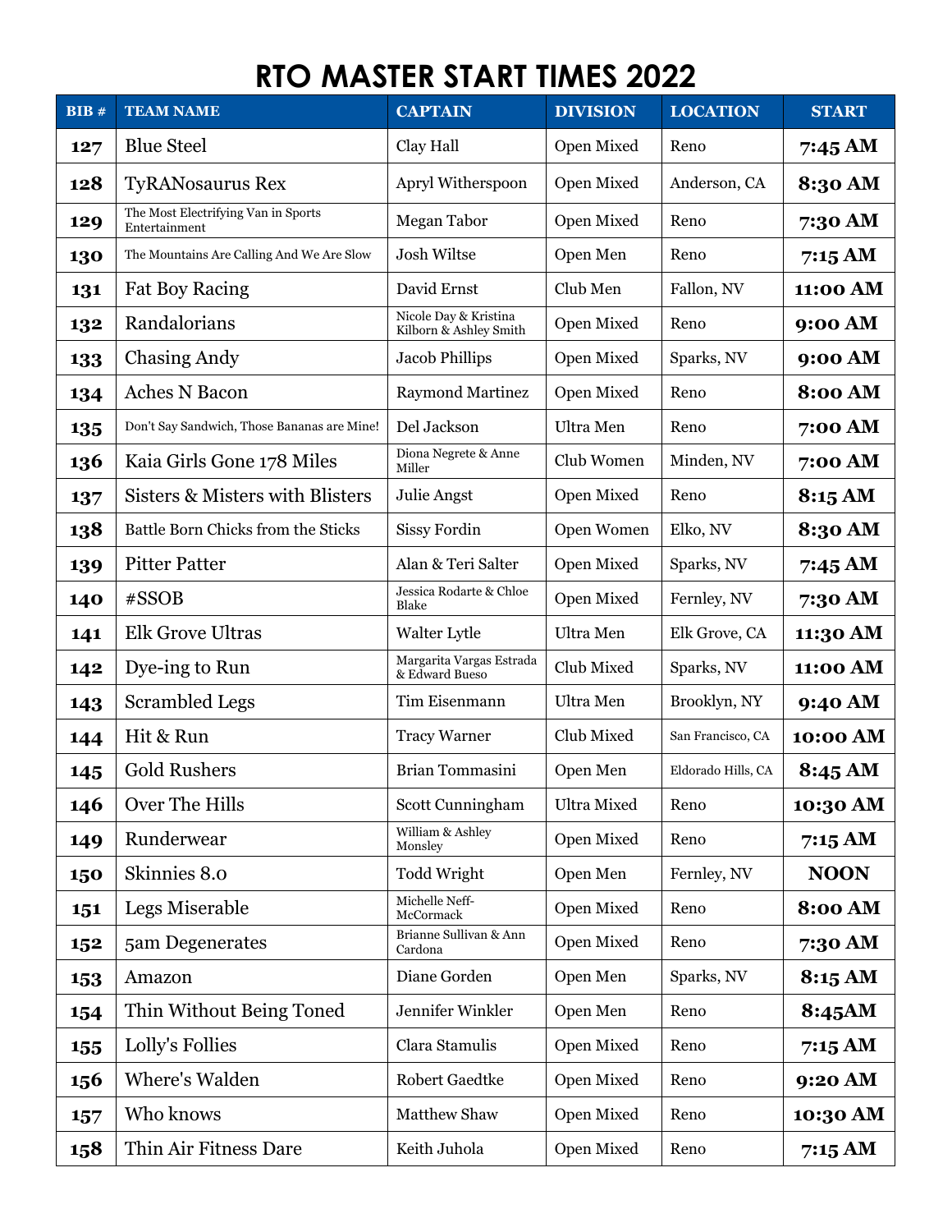# RTO MASTER START TIMES 2022

| BIB # | TEAM NAME | CAPTAIN | DIVISION | LOCATION | START |
|---|---|---|---|---|---|
| 127 | Blue Steel | Clay Hall | Open Mixed | Reno | 7:45 AM |
| 128 | TyRANosaurus Rex | Apryl Witherspoon | Open Mixed | Anderson, CA | 8:30 AM |
| 129 | The Most Electrifying Van in Sports Entertainment | Megan Tabor | Open Mixed | Reno | 7:30 AM |
| 130 | The Mountains Are Calling And We Are Slow | Josh Wiltse | Open Men | Reno | 7:15 AM |
| 131 | Fat Boy Racing | David Ernst | Club Men | Fallon, NV | 11:00 AM |
| 132 | Randalorians | Nicole Day & Kristina Kilborn & Ashley Smith | Open Mixed | Reno | 9:00 AM |
| 133 | Chasing Andy | Jacob Phillips | Open Mixed | Sparks, NV | 9:00 AM |
| 134 | Aches N Bacon | Raymond Martinez | Open Mixed | Reno | 8:00 AM |
| 135 | Don't Say Sandwich, Those Bananas are Mine! | Del Jackson | Ultra Men | Reno | 7:00 AM |
| 136 | Kaia Girls Gone 178 Miles | Diona Negrete & Anne Miller | Club Women | Minden, NV | 7:00 AM |
| 137 | Sisters & Misters with Blisters | Julie Angst | Open Mixed | Reno | 8:15 AM |
| 138 | Battle Born Chicks from the Sticks | Sissy Fordin | Open Women | Elko, NV | 8:30 AM |
| 139 | Pitter Patter | Alan & Teri Salter | Open Mixed | Sparks, NV | 7:45 AM |
| 140 | #SSOB | Jessica Rodarte & Chloe Blake | Open Mixed | Fernley, NV | 7:30 AM |
| 141 | Elk Grove Ultras | Walter Lytle | Ultra Men | Elk Grove, CA | 11:30 AM |
| 142 | Dye-ing to Run | Margarita Vargas Estrada & Edward Bueso | Club Mixed | Sparks, NV | 11:00 AM |
| 143 | Scrambled Legs | Tim Eisenmann | Ultra Men | Brooklyn, NY | 9:40 AM |
| 144 | Hit & Run | Tracy Warner | Club Mixed | San Francisco, CA | 10:00 AM |
| 145 | Gold Rushers | Brian Tommasini | Open Men | Eldorado Hills, CA | 8:45 AM |
| 146 | Over The Hills | Scott Cunningham | Ultra Mixed | Reno | 10:30 AM |
| 149 | Runderwear | William & Ashley Monsley | Open Mixed | Reno | 7:15 AM |
| 150 | Skinnies 8.0 | Todd Wright | Open Men | Fernley, NV | NOON |
| 151 | Legs Miserable | Michelle Neff-McCormack | Open Mixed | Reno | 8:00 AM |
| 152 | 5am Degenerates | Brianne Sullivan & Ann Cardona | Open Mixed | Reno | 7:30 AM |
| 153 | Amazon | Diane Gorden | Open Men | Sparks, NV | 8:15 AM |
| 154 | Thin Without Being Toned | Jennifer Winkler | Open Men | Reno | 8:45AM |
| 155 | Lolly's Follies | Clara Stamulis | Open Mixed | Reno | 7:15 AM |
| 156 | Where's Walden | Robert Gaedtke | Open Mixed | Reno | 9:20 AM |
| 157 | Who knows | Matthew Shaw | Open Mixed | Reno | 10:30 AM |
| 158 | Thin Air Fitness Dare | Keith Juhola | Open Mixed | Reno | 7:15 AM |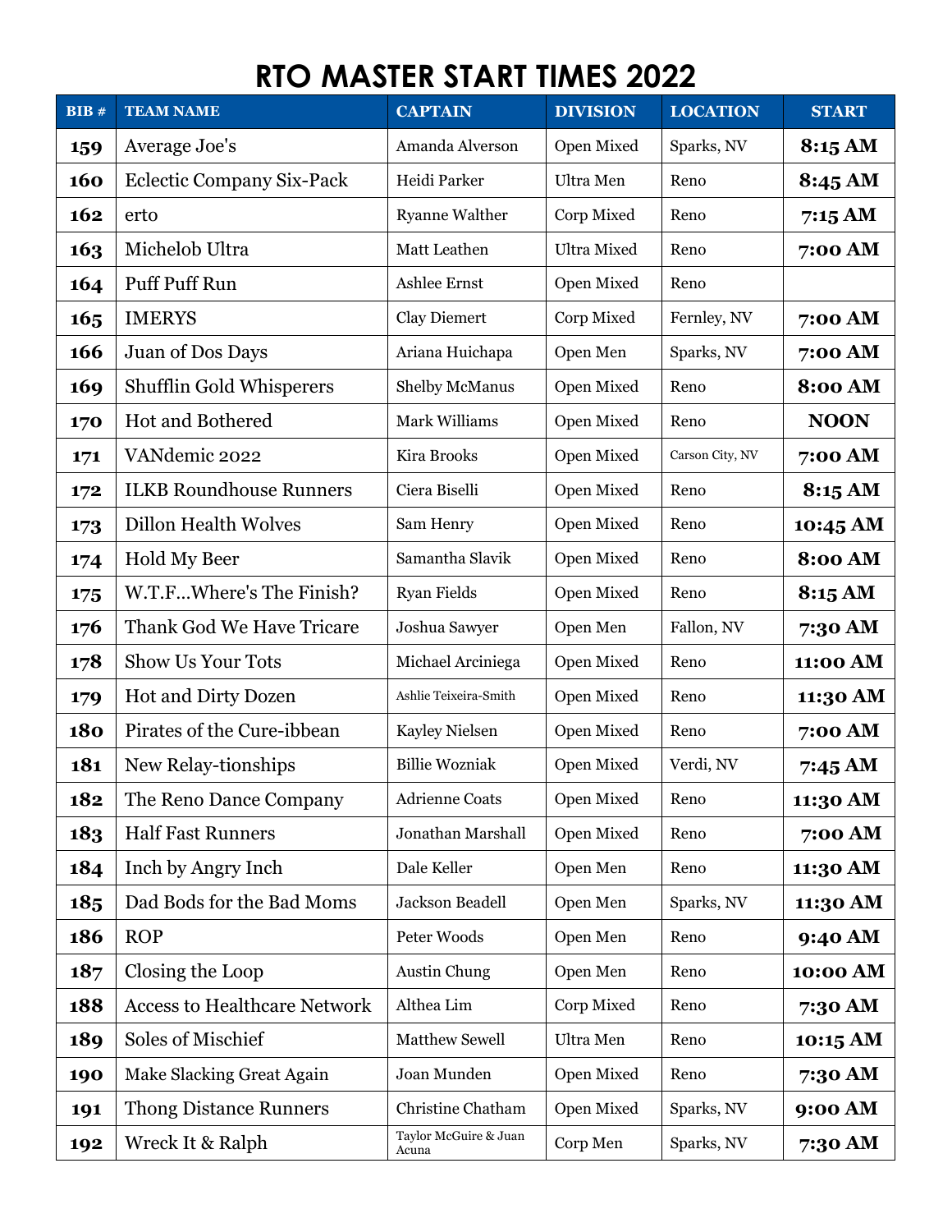# RTO MASTER START TIMES 2022

| BIB # | TEAM NAME | CAPTAIN | DIVISION | LOCATION | START |
|---|---|---|---|---|---|
| 159 | Average Joe's | Amanda Alverson | Open Mixed | Sparks, NV | **8:15 AM** |
| 160 | Eclectic Company Six-Pack | Heidi Parker | Ultra Men | Reno | **8:45 AM** |
| 162 | erto | Ryanne Walther | Corp Mixed | Reno | **7:15 AM** |
| 163 | Michelob Ultra | Matt Leathen | Ultra Mixed | Reno | **7:00 AM** |
| 164 | Puff Puff Run | Ashlee Ernst | Open Mixed | Reno | |
| 165 | IMERYS | Clay Diemert | Corp Mixed | Fernley, NV | **7:00 AM** |
| 166 | Juan of Dos Days | Ariana Huichapa | Open Men | Sparks, NV | **7:00 AM** |
| 169 | Shufflin Gold Whisperers | Shelby McManus | Open Mixed | Reno | **8:00 AM** |
| 170 | Hot and Bothered | Mark Williams | Open Mixed | Reno | **NOON** |
| 171 | VANdemic 2022 | Kira Brooks | Open Mixed | Carson City, NV | **7:00 AM** |
| 172 | ILKB Roundhouse Runners | Ciera Biselli | Open Mixed | Reno | **8:15 AM** |
| 173 | Dillon Health Wolves | Sam Henry | Open Mixed | Reno | **10:45 AM** |
| 174 | Hold My Beer | Samantha Slavik | Open Mixed | Reno | **8:00 AM** |
| 175 | W.T.F...Where's The Finish? | Ryan Fields | Open Mixed | Reno | **8:15 AM** |
| 176 | Thank God We Have Tricare | Joshua Sawyer | Open Men | Fallon, NV | **7:30 AM** |
| 178 | Show Us Your Tots | Michael Arciniega | Open Mixed | Reno | **11:00 AM** |
| 179 | Hot and Dirty Dozen | Ashlie Teixeira-Smith | Open Mixed | Reno | **11:30 AM** |
| 180 | Pirates of the Cure-ibbean | Kayley Nielsen | Open Mixed | Reno | **7:00 AM** |
| 181 | New Relay-tionships | Billie Wozniak | Open Mixed | Verdi, NV | **7:45 AM** |
| 182 | The Reno Dance Company | Adrienne Coats | Open Mixed | Reno | **11:30 AM** |
| 183 | Half Fast Runners | Jonathan Marshall | Open Mixed | Reno | **7:00 AM** |
| 184 | Inch by Angry Inch | Dale Keller | Open Men | Reno | **11:30 AM** |
| 185 | Dad Bods for the Bad Moms | Jackson Beadell | Open Men | Sparks, NV | **11:30 AM** |
| 186 | ROP | Peter Woods | Open Men | Reno | **9:40 AM** |
| 187 | Closing the Loop | Austin Chung | Open Men | Reno | **10:00 AM** |
| 188 | Access to Healthcare Network | Althea Lim | Corp Mixed | Reno | **7:30 AM** |
| 189 | Soles of Mischief | Matthew Sewell | Ultra Men | Reno | **10:15 AM** |
| 190 | Make Slacking Great Again | Joan Munden | Open Mixed | Reno | **7:30 AM** |
| 191 | Thong Distance Runners | Christine Chatham | Open Mixed | Sparks, NV | **9:00 AM** |
| 192 | Wreck It & Ralph | Taylor McGuire & Juan Acuna | Corp Men | Sparks, NV | **7:30 AM** |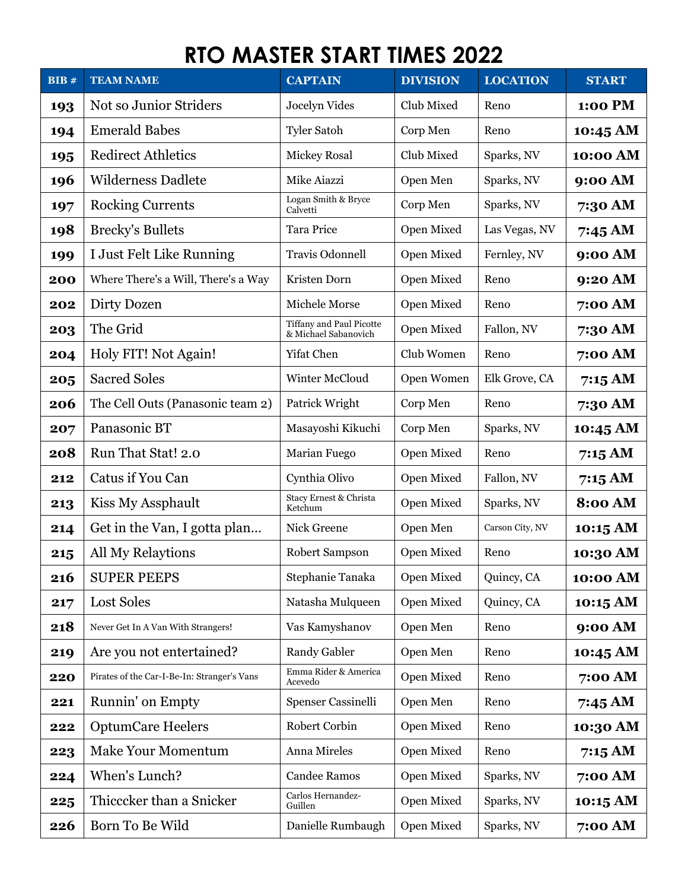# RTO MASTER START TIMES 2022

| BIB # | TEAM NAME | CAPTAIN | DIVISION | LOCATION | START |
|---|---|---|---|---|---|
| 193 | Not so Junior Striders | Jocelyn Vides | Club Mixed | Reno | 1:00 PM |
| 194 | Emerald Babes | Tyler Satoh | Corp Men | Reno | 10:45 AM |
| 195 | Redirect Athletics | Mickey Rosal | Club Mixed | Sparks, NV | 10:00 AM |
| 196 | Wilderness Dadlete | Mike Aiazzi | Open Men | Sparks, NV | 9:00 AM |
| 197 | Rocking Currents | Logan Smith & Bryce Calvetti | Corp Men | Sparks, NV | 7:30 AM |
| 198 | Brecky's Bullets | Tara Price | Open Mixed | Las Vegas, NV | 7:45 AM |
| 199 | I Just Felt Like Running | Travis Odonnell | Open Mixed | Fernley, NV | 9:00 AM |
| 200 | Where There's a Will, There's a Way | Kristen Dorn | Open Mixed | Reno | 9:20 AM |
| 202 | Dirty Dozen | Michele Morse | Open Mixed | Reno | 7:00 AM |
| 203 | The Grid | Tiffany and Paul Picotte & Michael Sabanovich | Open Mixed | Fallon, NV | 7:30 AM |
| 204 | Holy FIT! Not Again! | Yifat Chen | Club Women | Reno | 7:00 AM |
| 205 | Sacred Soles | Winter McCloud | Open Women | Elk Grove, CA | 7:15 AM |
| 206 | The Cell Outs (Panasonic team 2) | Patrick Wright | Corp Men | Reno | 7:30 AM |
| 207 | Panasonic BT | Masayoshi Kikuchi | Corp Men | Sparks, NV | 10:45 AM |
| 208 | Run That Stat! 2.0 | Marian Fuego | Open Mixed | Reno | 7:15 AM |
| 212 | Catus if You Can | Cynthia Olivo | Open Mixed | Fallon, NV | 7:15 AM |
| 213 | Kiss My Assphault | Stacy Ernest & Christa Ketchum | Open Mixed | Sparks, NV | 8:00 AM |
| 214 | Get in the Van, I gotta plan... | Nick Greene | Open Men | Carson City, NV | 10:15 AM |
| 215 | All My Relaytions | Robert Sampson | Open Mixed | Reno | 10:30 AM |
| 216 | SUPER PEEPS | Stephanie Tanaka | Open Mixed | Quincy, CA | 10:00 AM |
| 217 | Lost Soles | Natasha Mulqueen | Open Mixed | Quincy, CA | 10:15 AM |
| 218 | Never Get In A Van With Strangers! | Vas Kamyshanov | Open Men | Reno | 9:00 AM |
| 219 | Are you not entertained? | Randy Gabler | Open Men | Reno | 10:45 AM |
| 220 | Pirates of the Car-I-Be-In: Stranger's Vans | Emma Rider & America Acevedo | Open Mixed | Reno | 7:00 AM |
| 221 | Runnin' on Empty | Spenser Cassinelli | Open Men | Reno | 7:45 AM |
| 222 | OptumCare Heelers | Robert Corbin | Open Mixed | Reno | 10:30 AM |
| 223 | Make Your Momentum | Anna Mireles | Open Mixed | Reno | 7:15 AM |
| 224 | When's Lunch? | Candee Ramos | Open Mixed | Sparks, NV | 7:00 AM |
| 225 | Thicccker than a Snicker | Carlos Hernandez-Guillen | Open Mixed | Sparks, NV | 10:15 AM |
| 226 | Born To Be Wild | Danielle Rumbaugh | Open Mixed | Sparks, NV | 7:00 AM |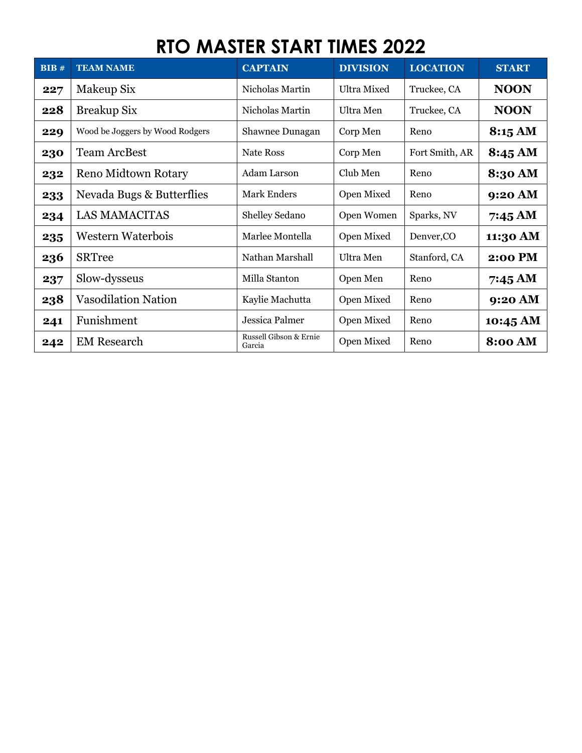# RTO MASTER START TIMES 2022

| BIB # | TEAM NAME | CAPTAIN | DIVISION | LOCATION | START |
|---|---|---|---|---|---|
| **227** | Makeup Six | Nicholas Martin | Ultra Mixed | Truckee, CA | **NOON** |
| **228** | Breakup Six | Nicholas Martin | Ultra Men | Truckee, CA | **NOON** |
| **229** | Wood be Joggers by Wood Rodgers | Shawnee Dunagan | Corp Men | Reno | **8:15 AM** |
| **230** | Team ArcBest | Nate Ross | Corp Men | Fort Smith, AR | **8:45 AM** |
| **232** | Reno Midtown Rotary | Adam Larson | Club Men | Reno | **8:30 AM** |
| **233** | Nevada Bugs & Butterflies | Mark Enders | Open Mixed | Reno | **9:20 AM** |
| **234** | LAS MAMACITAS | Shelley Sedano | Open Women | Sparks, NV | **7:45 AM** |
| **235** | Western Waterbois | Marlee Montella | Open Mixed | Denver,CO | **11:30 AM** |
| **236** | SRTree | Nathan Marshall | Ultra Men | Stanford, CA | **2:00 PM** |
| **237** | Slow-dysseus | Milla Stanton | Open Men | Reno | **7:45 AM** |
| **238** | Vasodilation Nation | Kaylie Machutta | Open Mixed | Reno | **9:20 AM** |
| **241** | Funishment | Jessica Palmer | Open Mixed | Reno | **10:45 AM** |
| **242** | EM Research | Russell Gibson & Ernie Garcia | Open Mixed | Reno | **8:00 AM** |